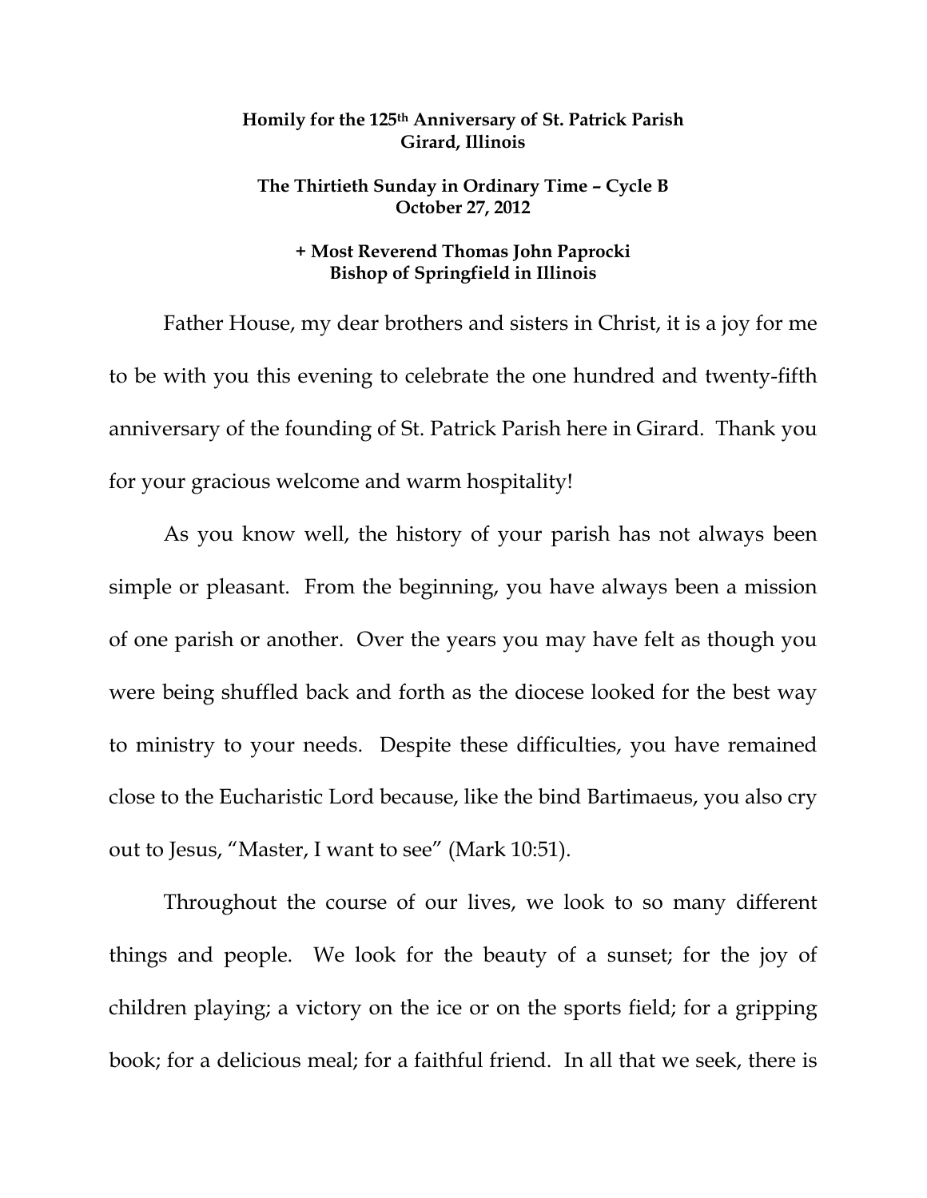**Homily for the 125th Anniversary of St. Patrick Parish**
**Girard, Illinois**

**The Thirtieth Sunday in Ordinary Time – Cycle B**
**October 27, 2012**

**+ Most Reverend Thomas John Paprocki**
**Bishop of Springfield in Illinois**

Father House, my dear brothers and sisters in Christ, it is a joy for me to be with you this evening to celebrate the one hundred and twenty-fifth anniversary of the founding of St. Patrick Parish here in Girard. Thank you for your gracious welcome and warm hospitality!

As you know well, the history of your parish has not always been simple or pleasant. From the beginning, you have always been a mission of one parish or another. Over the years you may have felt as though you were being shuffled back and forth as the diocese looked for the best way to ministry to your needs. Despite these difficulties, you have remained close to the Eucharistic Lord because, like the bind Bartimaeus, you also cry out to Jesus, "Master, I want to see" (Mark 10:51).

Throughout the course of our lives, we look to so many different things and people. We look for the beauty of a sunset; for the joy of children playing; a victory on the ice or on the sports field; for a gripping book; for a delicious meal; for a faithful friend. In all that we seek, there is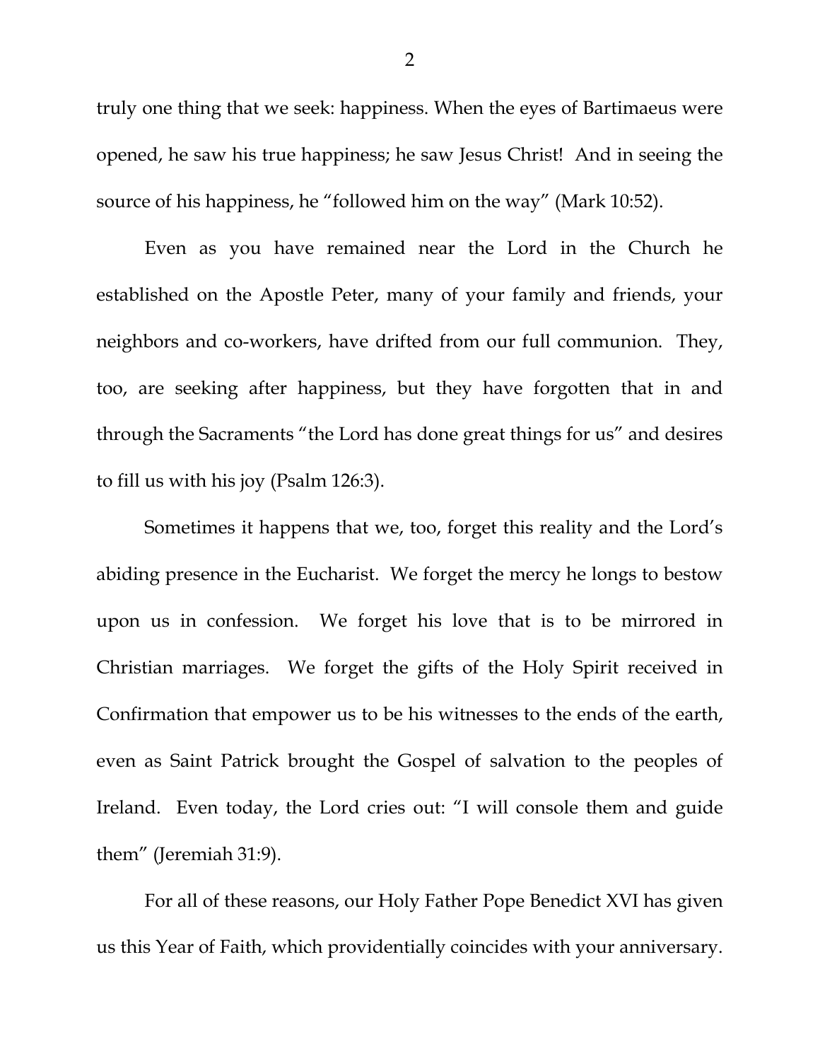truly one thing that we seek: happiness. When the eyes of Bartimaeus were opened, he saw his true happiness; he saw Jesus Christ! And in seeing the source of his happiness, he "followed him on the way" (Mark 10:52).

Even as you have remained near the Lord in the Church he established on the Apostle Peter, many of your family and friends, your neighbors and co-workers, have drifted from our full communion. They, too, are seeking after happiness, but they have forgotten that in and through the Sacraments "the Lord has done great things for us" and desires to fill us with his joy (Psalm 126:3).

Sometimes it happens that we, too, forget this reality and the Lord's abiding presence in the Eucharist. We forget the mercy he longs to bestow upon us in confession. We forget his love that is to be mirrored in Christian marriages. We forget the gifts of the Holy Spirit received in Confirmation that empower us to be his witnesses to the ends of the earth, even as Saint Patrick brought the Gospel of salvation to the peoples of Ireland. Even today, the Lord cries out: "I will console them and guide them" (Jeremiah 31:9).

For all of these reasons, our Holy Father Pope Benedict XVI has given us this Year of Faith, which providentially coincides with your anniversary.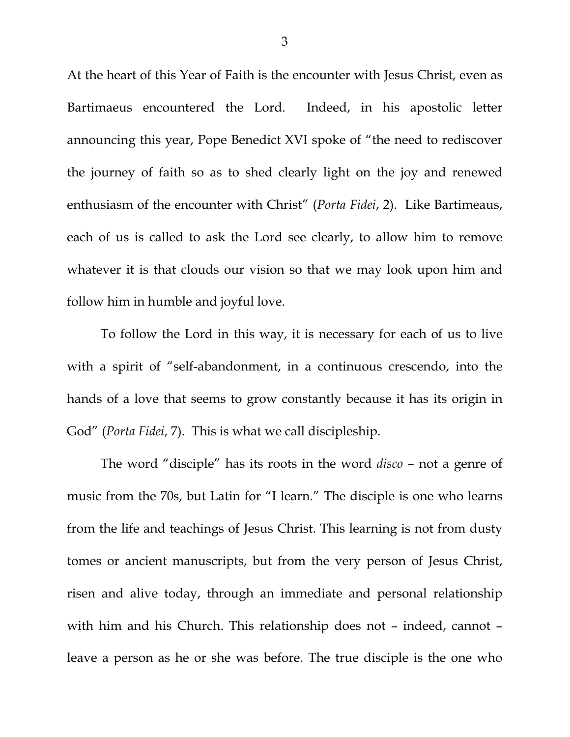At the heart of this Year of Faith is the encounter with Jesus Christ, even as Bartimaeus encountered the Lord. Indeed, in his apostolic letter announcing this year, Pope Benedict XVI spoke of "the need to rediscover the journey of faith so as to shed clearly light on the joy and renewed enthusiasm of the encounter with Christ" (*Porta Fidei*, 2). Like Bartimeaus, each of us is called to ask the Lord see clearly, to allow him to remove whatever it is that clouds our vision so that we may look upon him and follow him in humble and joyful love.

To follow the Lord in this way, it is necessary for each of us to live with a spirit of "self-abandonment, in a continuous crescendo, into the hands of a love that seems to grow constantly because it has its origin in God" (*Porta Fidei*, 7). This is what we call discipleship.

The word "disciple" has its roots in the word *disco* – not a genre of music from the 70s, but Latin for "I learn." The disciple is one who learns from the life and teachings of Jesus Christ. This learning is not from dusty tomes or ancient manuscripts, but from the very person of Jesus Christ, risen and alive today, through an immediate and personal relationship with him and his Church. This relationship does not – indeed, cannot – leave a person as he or she was before. The true disciple is the one who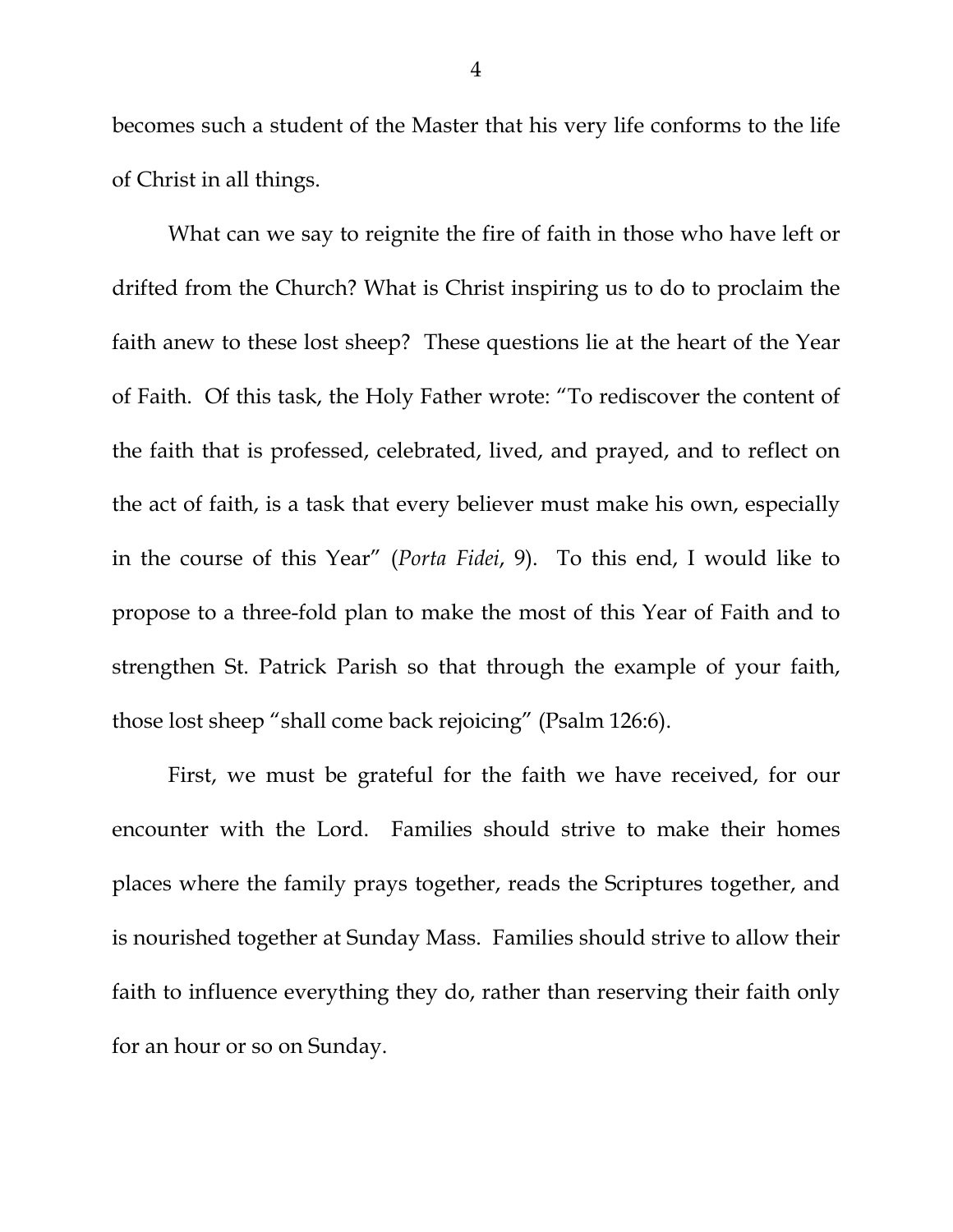becomes such a student of the Master that his very life conforms to the life of Christ in all things.

What can we say to reignite the fire of faith in those who have left or drifted from the Church? What is Christ inspiring us to do to proclaim the faith anew to these lost sheep? These questions lie at the heart of the Year of Faith. Of this task, the Holy Father wrote: "To rediscover the content of the faith that is professed, celebrated, lived, and prayed, and to reflect on the act of faith, is a task that every believer must make his own, especially in the course of this Year" (*Porta Fidei*, 9). To this end, I would like to propose to a three-fold plan to make the most of this Year of Faith and to strengthen St. Patrick Parish so that through the example of your faith, those lost sheep "shall come back rejoicing" (Psalm 126:6).

First, we must be grateful for the faith we have received, for our encounter with the Lord. Families should strive to make their homes places where the family prays together, reads the Scriptures together, and is nourished together at Sunday Mass. Families should strive to allow their faith to influence everything they do, rather than reserving their faith only for an hour or so on Sunday.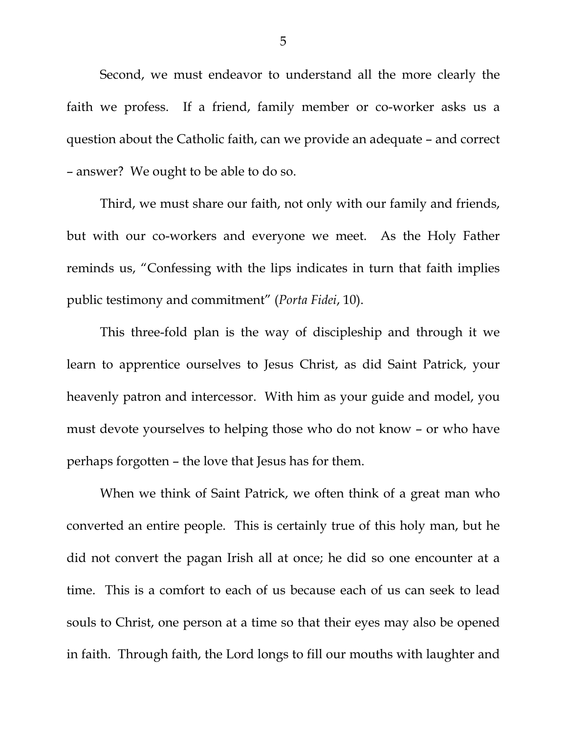Second, we must endeavor to understand all the more clearly the faith we profess. If a friend, family member or co-worker asks us a question about the Catholic faith, can we provide an adequate – and correct – answer? We ought to be able to do so.

Third, we must share our faith, not only with our family and friends, but with our co-workers and everyone we meet. As the Holy Father reminds us, "Confessing with the lips indicates in turn that faith implies public testimony and commitment" (*Porta Fidei*, 10).

This three-fold plan is the way of discipleship and through it we learn to apprentice ourselves to Jesus Christ, as did Saint Patrick, your heavenly patron and intercessor. With him as your guide and model, you must devote yourselves to helping those who do not know – or who have perhaps forgotten – the love that Jesus has for them.

When we think of Saint Patrick, we often think of a great man who converted an entire people. This is certainly true of this holy man, but he did not convert the pagan Irish all at once; he did so one encounter at a time. This is a comfort to each of us because each of us can seek to lead souls to Christ, one person at a time so that their eyes may also be opened in faith. Through faith, the Lord longs to fill our mouths with laughter and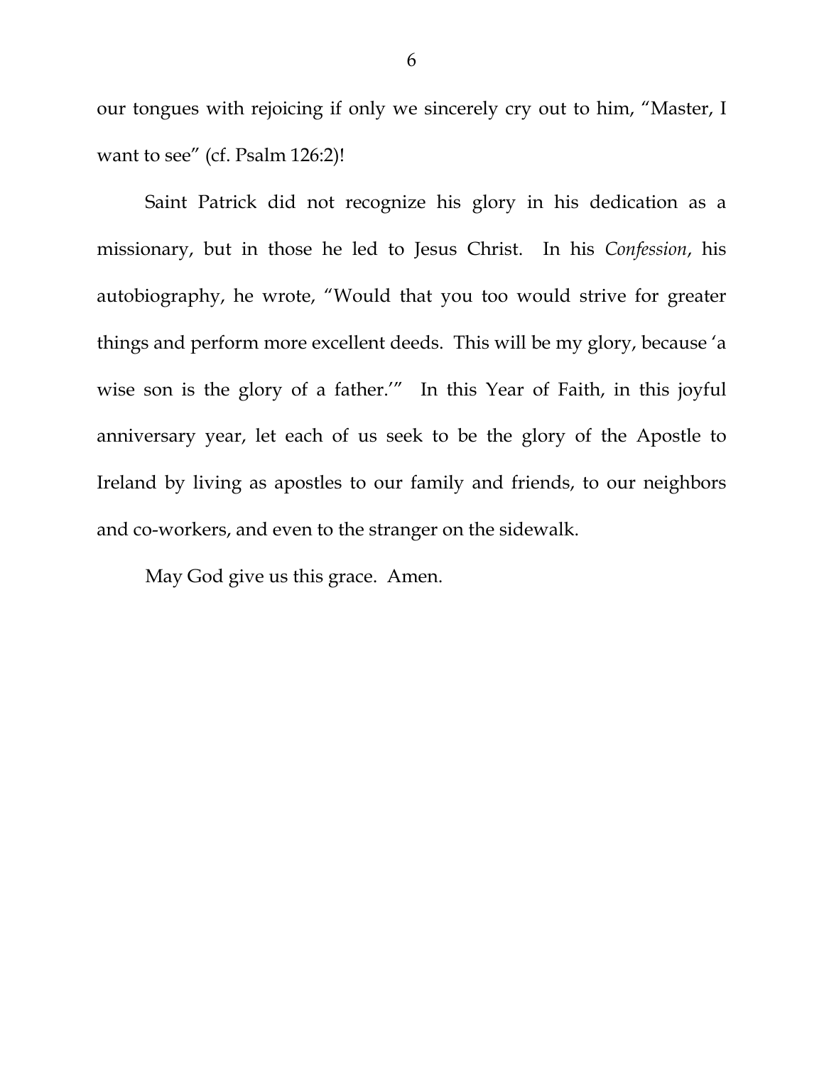our tongues with rejoicing if only we sincerely cry out to him, "Master, I want to see" (cf. Psalm 126:2)!

Saint Patrick did not recognize his glory in his dedication as a missionary, but in those he led to Jesus Christ. In his *Confession*, his autobiography, he wrote, "Would that you too would strive for greater things and perform more excellent deeds. This will be my glory, because 'a wise son is the glory of a father.'" In this Year of Faith, in this joyful anniversary year, let each of us seek to be the glory of the Apostle to Ireland by living as apostles to our family and friends, to our neighbors and co-workers, and even to the stranger on the sidewalk.

May God give us this grace. Amen.